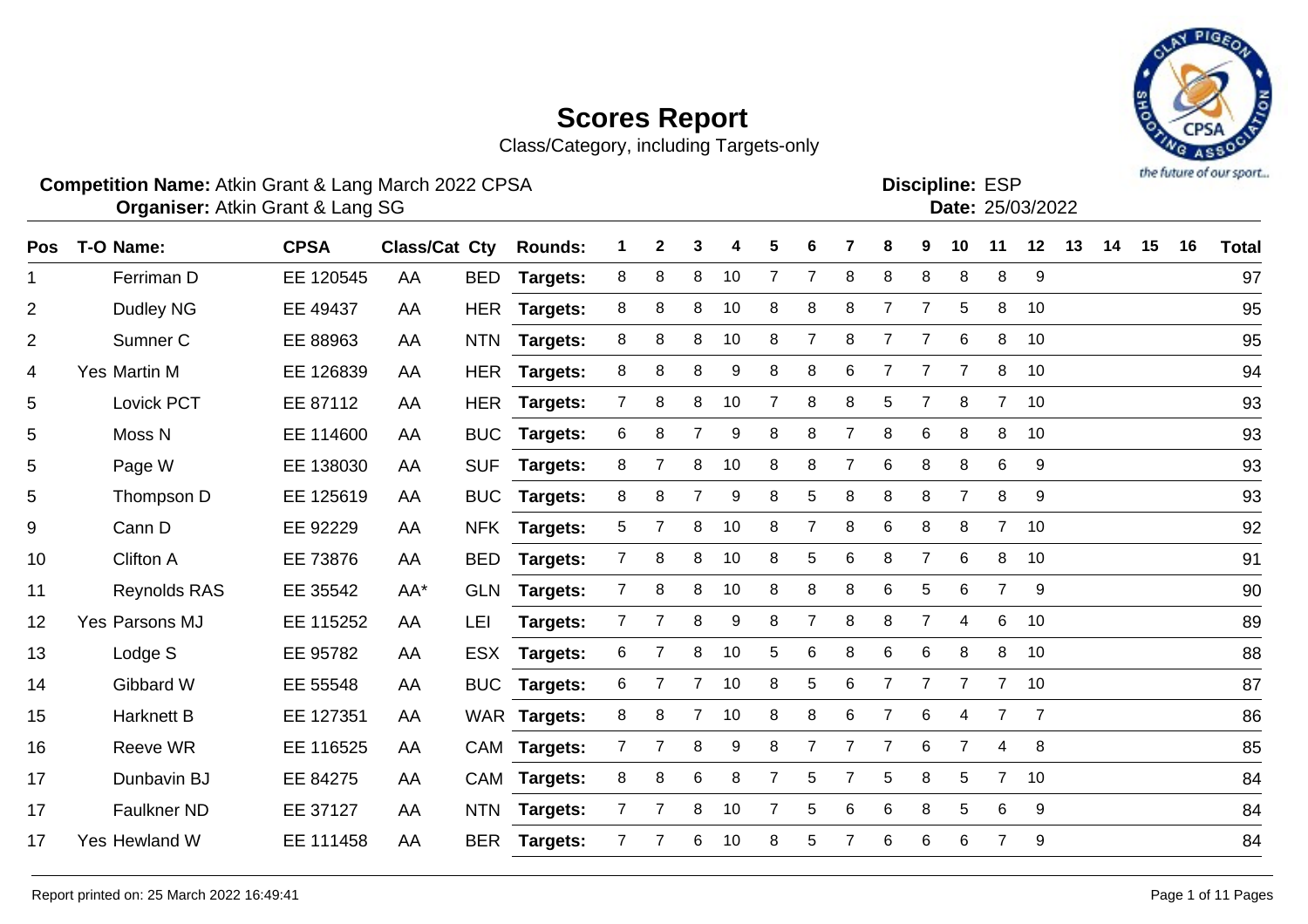# Scores Report

Class/Category, including Targets-only

**Competition Name:** Atkin Grant & Lang March 2022 CPSA
**Organiser:** Atkin Grant & Lang SG

**Discipline:** ESP
**Date:** 25/03/2022

| Pos | T-O | Name: | CPSA | Class/Cat | Cty | Rounds: | 1 | 2 | 3 | 4 | 5 | 6 | 7 | 8 | 9 | 10 | 11 | 12 | 13 | 14 | 15 | 16 | Total |
|---|---|---|---|---|---|---|---|---|---|---|---|---|---|---|---|---|---|---|---|---|---|---|---|
| 1 | | Ferriman D | EE 120545 | AA | BED | Targets: | 8 | 8 | 8 | 10 | 7 | 7 | 8 | 8 | 8 | 8 | 8 | 9 | | | | | 97 |
| 2 | | Dudley NG | EE 49437 | AA | HER | Targets: | 8 | 8 | 8 | 10 | 8 | 8 | 8 | 7 | 7 | 5 | 8 | 10 | | | | | 95 |
| 2 | | Sumner C | EE 88963 | AA | NTN | Targets: | 8 | 8 | 8 | 10 | 8 | 7 | 8 | 7 | 7 | 6 | 8 | 10 | | | | | 95 |
| 4 | Yes | Martin M | EE 126839 | AA | HER | Targets: | 8 | 8 | 8 | 9 | 8 | 8 | 6 | 7 | 7 | 7 | 8 | 10 | | | | | 94 |
| 5 | | Lovick PCT | EE 87112 | AA | HER | Targets: | 7 | 8 | 8 | 10 | 7 | 8 | 8 | 5 | 7 | 8 | 7 | 10 | | | | | 93 |
| 5 | | Moss N | EE 114600 | AA | BUC | Targets: | 6 | 8 | 7 | 9 | 8 | 8 | 7 | 8 | 6 | 8 | 8 | 10 | | | | | 93 |
| 5 | | Page W | EE 138030 | AA | SUF | Targets: | 8 | 7 | 8 | 10 | 8 | 8 | 7 | 6 | 8 | 8 | 6 | 9 | | | | | 93 |
| 5 | | Thompson D | EE 125619 | AA | BUC | Targets: | 8 | 8 | 7 | 9 | 8 | 5 | 8 | 8 | 8 | 7 | 8 | 9 | | | | | 93 |
| 9 | | Cann D | EE 92229 | AA | NFK | Targets: | 5 | 7 | 8 | 10 | 8 | 7 | 8 | 6 | 8 | 8 | 7 | 10 | | | | | 92 |
| 10 | | Clifton A | EE 73876 | AA | BED | Targets: | 7 | 8 | 8 | 10 | 8 | 5 | 6 | 8 | 7 | 6 | 8 | 10 | | | | | 91 |
| 11 | | Reynolds RAS | EE 35542 | AA* | GLN | Targets: | 7 | 8 | 8 | 10 | 8 | 8 | 8 | 6 | 5 | 6 | 7 | 9 | | | | | 90 |
| 12 | Yes | Parsons MJ | EE 115252 | AA | LEI | Targets: | 7 | 7 | 8 | 9 | 8 | 7 | 8 | 8 | 7 | 4 | 6 | 10 | | | | | 89 |
| 13 | | Lodge S | EE 95782 | AA | ESX | Targets: | 6 | 7 | 8 | 10 | 5 | 6 | 8 | 6 | 6 | 8 | 8 | 10 | | | | | 88 |
| 14 | | Gibbard W | EE 55548 | AA | BUC | Targets: | 6 | 7 | 7 | 10 | 8 | 5 | 6 | 7 | 7 | 7 | 7 | 10 | | | | | 87 |
| 15 | | Harknett B | EE 127351 | AA | WAR | Targets: | 8 | 8 | 7 | 10 | 8 | 8 | 6 | 7 | 6 | 4 | 7 | 7 | | | | | 86 |
| 16 | | Reeve WR | EE 116525 | AA | CAM | Targets: | 7 | 7 | 8 | 9 | 8 | 7 | 7 | 7 | 6 | 7 | 4 | 8 | | | | | 85 |
| 17 | | Dunbavin BJ | EE 84275 | AA | CAM | Targets: | 8 | 8 | 6 | 8 | 7 | 5 | 7 | 5 | 8 | 5 | 7 | 10 | | | | | 84 |
| 17 | | Faulkner ND | EE 37127 | AA | NTN | Targets: | 7 | 7 | 8 | 10 | 7 | 5 | 6 | 6 | 8 | 5 | 6 | 9 | | | | | 84 |
| 17 | Yes | Hewland W | EE 111458 | AA | BER | Targets: | 7 | 7 | 6 | 10 | 8 | 5 | 7 | 6 | 6 | 6 | 7 | 9 | | | | | 84 |

Report printed on: 25 March 2022 16:49:41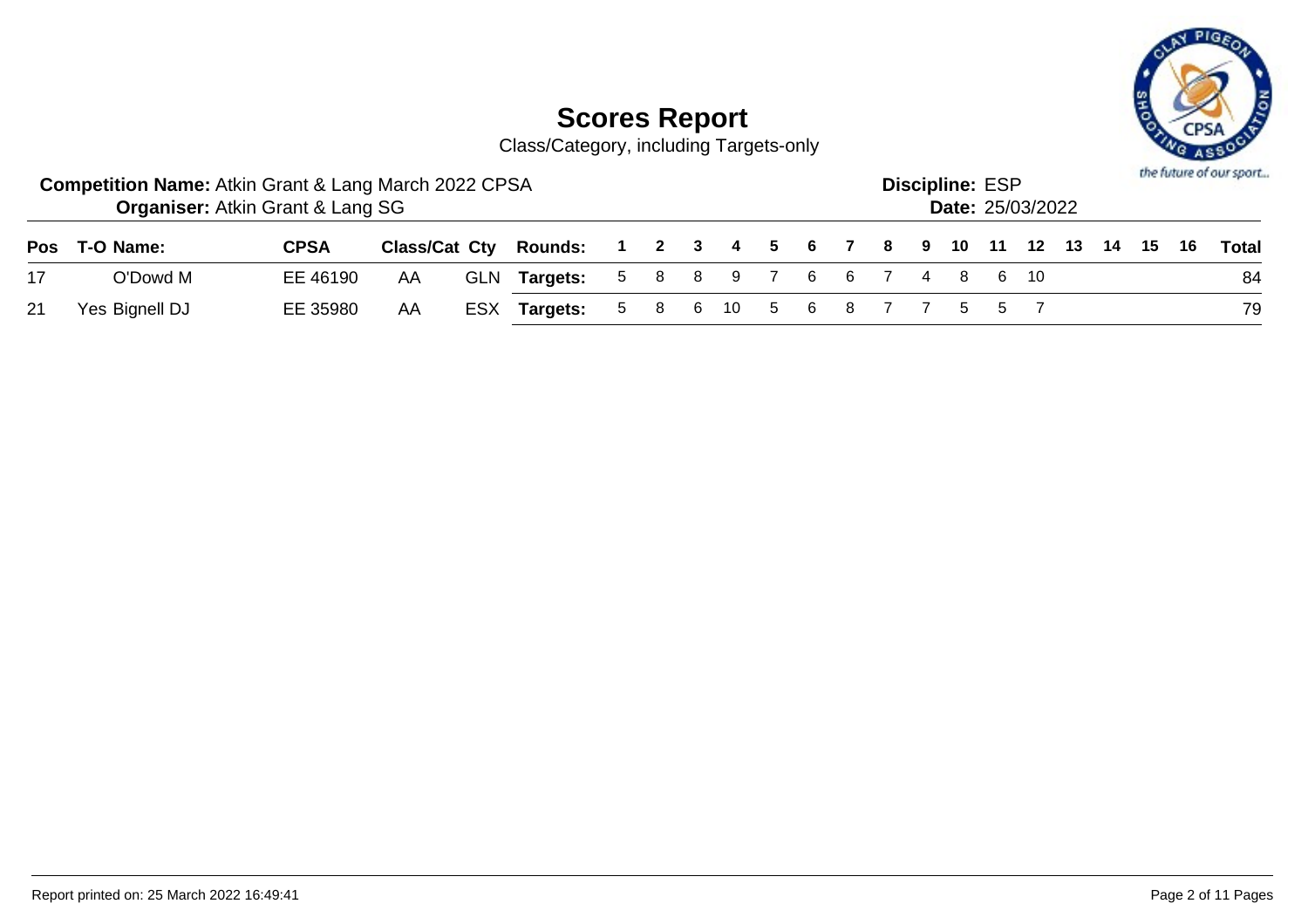# Scores Report

Class/Category, including Targets-only

**Competition Name:** Atkin Grant & Lang March 2022 CPSA
**Organiser:** Atkin Grant & Lang SG

**Discipline:** ESP
**Date:** 25/03/2022

| Pos | T-O | Name: | CPSA | Class/Cat | Cty | Rounds: | 1 | 2 | 3 | 4 | 5 | 6 | 7 | 8 | 9 | 10 | 11 | 12 | 13 | 14 | 15 | 16 | Total |
|---|---|---|---|---|---|---|---|---|---|---|---|---|---|---|---|---|---|---|---|---|---|---|---|
| 17 | | O'Dowd M | EE 46190 | AA | GLN | **Targets:** | 5 | 8 | 8 | 9 | 7 | 6 | 6 | 7 | 4 | 8 | 6 | 10 | | | | | 84 |
| 21 | Yes | Bignell DJ | EE 35980 | AA | ESX | **Targets:** | 5 | 8 | 6 | 10 | 5 | 6 | 8 | 7 | 7 | 5 | 5 | 7 | | | | | 79 |

Report printed on: 25 March 2022 16:49:41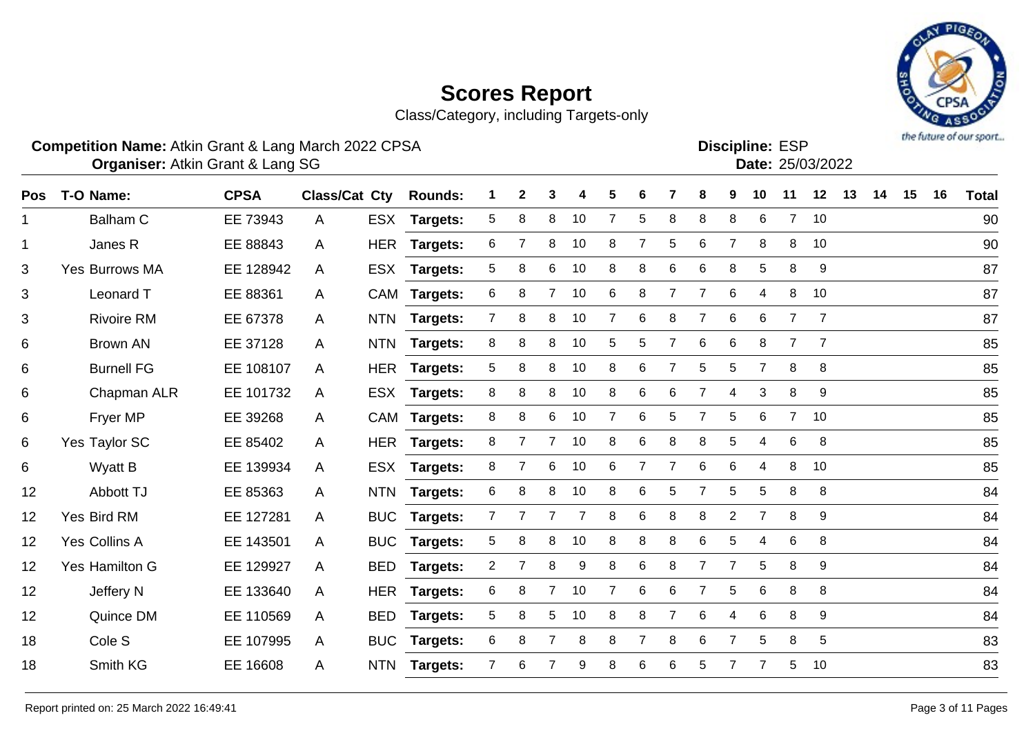# Scores Report

Class/Category, including Targets-only

**Competition Name:** Atkin Grant & Lang March 2022 CPSA
**Organiser:** Atkin Grant & Lang SG

**Discipline:** ESP
**Date:** 25/03/2022

| Pos | T-O | Name: | CPSA | Class/Cat | Cty | Rounds: | 1 | 2 | 3 | 4 | 5 | 6 | 7 | 8 | 9 | 10 | 11 | 12 | 13 | 14 | 15 | 16 | Total |
|---|---|---|---|---|---|---|---|---|---|---|---|---|---|---|---|---|---|---|---|---|---|---|---|
| 1 | | Balham C | EE 73943 | A | ESX | **Targets:** | 5 | 8 | 8 | 10 | 7 | 5 | 8 | 8 | 8 | 6 | 7 | 10 | | | | | 90 |
| 1 | | Janes R | EE 88843 | A | HER | **Targets:** | 6 | 7 | 8 | 10 | 8 | 7 | 5 | 6 | 7 | 8 | 8 | 10 | | | | | 90 |
| 3 | Yes | Burrows MA | EE 128942 | A | ESX | **Targets:** | 5 | 8 | 6 | 10 | 8 | 8 | 6 | 6 | 8 | 5 | 8 | 9 | | | | | 87 |
| 3 | | Leonard T | EE 88361 | A | CAM | **Targets:** | 6 | 8 | 7 | 10 | 6 | 8 | 7 | 7 | 6 | 4 | 8 | 10 | | | | | 87 |
| 3 | | Rivoire RM | EE 67378 | A | NTN | **Targets:** | 7 | 8 | 8 | 10 | 7 | 6 | 8 | 7 | 6 | 6 | 7 | 7 | | | | | 87 |
| 6 | | Brown AN | EE 37128 | A | NTN | **Targets:** | 8 | 8 | 8 | 10 | 5 | 5 | 7 | 6 | 6 | 8 | 7 | 7 | | | | | 85 |
| 6 | | Burnell FG | EE 108107 | A | HER | **Targets:** | 5 | 8 | 8 | 10 | 8 | 6 | 7 | 5 | 5 | 7 | 8 | 8 | | | | | 85 |
| 6 | | Chapman ALR | EE 101732 | A | ESX | **Targets:** | 8 | 8 | 8 | 10 | 8 | 6 | 6 | 7 | 4 | 3 | 8 | 9 | | | | | 85 |
| 6 | | Fryer MP | EE 39268 | A | CAM | **Targets:** | 8 | 8 | 6 | 10 | 7 | 6 | 5 | 7 | 5 | 6 | 7 | 10 | | | | | 85 |
| 6 | Yes | Taylor SC | EE 85402 | A | HER | **Targets:** | 8 | 7 | 7 | 10 | 8 | 6 | 8 | 8 | 5 | 4 | 6 | 8 | | | | | 85 |
| 6 | | Wyatt B | EE 139934 | A | ESX | **Targets:** | 8 | 7 | 6 | 10 | 6 | 7 | 7 | 6 | 6 | 4 | 8 | 10 | | | | | 85 |
| 12 | | Abbott TJ | EE 85363 | A | NTN | **Targets:** | 6 | 8 | 8 | 10 | 8 | 6 | 5 | 7 | 5 | 5 | 8 | 8 | | | | | 84 |
| 12 | Yes | Bird RM | EE 127281 | A | BUC | **Targets:** | 7 | 7 | 7 | 7 | 8 | 6 | 8 | 8 | 2 | 7 | 8 | 9 | | | | | 84 |
| 12 | Yes | Collins A | EE 143501 | A | BUC | **Targets:** | 5 | 8 | 8 | 10 | 8 | 8 | 8 | 6 | 5 | 4 | 6 | 8 | | | | | 84 |
| 12 | Yes | Hamilton G | EE 129927 | A | BED | **Targets:** | 2 | 7 | 8 | 9 | 8 | 6 | 8 | 7 | 7 | 5 | 8 | 9 | | | | | 84 |
| 12 | | Jeffery N | EE 133640 | A | HER | **Targets:** | 6 | 8 | 7 | 10 | 7 | 6 | 6 | 7 | 5 | 6 | 8 | 8 | | | | | 84 |
| 12 | | Quince DM | EE 110569 | A | BED | **Targets:** | 5 | 8 | 5 | 10 | 8 | 8 | 7 | 6 | 4 | 6 | 8 | 9 | | | | | 84 |
| 18 | | Cole S | EE 107995 | A | BUC | **Targets:** | 6 | 8 | 7 | 8 | 8 | 7 | 8 | 6 | 7 | 5 | 8 | 5 | | | | | 83 |
| 18 | | Smith KG | EE 16608 | A | NTN | **Targets:** | 7 | 6 | 7 | 9 | 8 | 6 | 6 | 5 | 7 | 7 | 5 | 10 | | | | | 83 |

Report printed on: 25 March 2022 16:49:41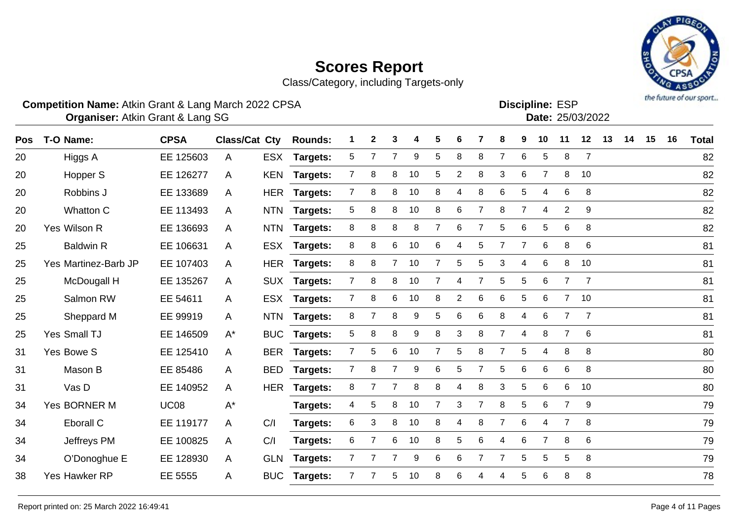# Scores Report

Class/Category, including Targets-only

**Competition Name:** Atkin Grant & Lang March 2022 CPSA
**Organiser:** Atkin Grant & Lang SG

**Discipline:** ESP
**Date:** 25/03/2022

| Pos | T-O | Name: | CPSA | Class/Cat | Cty | Rounds: | 1 | 2 | 3 | 4 | 5 | 6 | 7 | 8 | 9 | 10 | 11 | 12 | 13 | 14 | 15 | 16 | Total |
|---|---|---|---|---|---|---|---|---|---|---|---|---|---|---|---|---|---|---|---|---|---|---|---|
| 20 | | Higgs A | EE 125603 | A | ESX | Targets: | 5 | 7 | 7 | 9 | 5 | 8 | 8 | 7 | 6 | 5 | 8 | 7 | | | | | 82 |
| 20 | | Hopper S | EE 126277 | A | KEN | Targets: | 7 | 8 | 8 | 10 | 5 | 2 | 8 | 3 | 6 | 7 | 8 | 10 | | | | | 82 |
| 20 | | Robbins J | EE 133689 | A | HER | Targets: | 7 | 8 | 8 | 10 | 8 | 4 | 8 | 6 | 5 | 4 | 6 | 8 | | | | | 82 |
| 20 | | Whatton C | EE 113493 | A | NTN | Targets: | 5 | 8 | 8 | 10 | 8 | 6 | 7 | 8 | 7 | 4 | 2 | 9 | | | | | 82 |
| 20 | Yes | Wilson R | EE 136693 | A | NTN | Targets: | 8 | 8 | 8 | 8 | 7 | 6 | 7 | 5 | 6 | 5 | 6 | 8 | | | | | 82 |
| 25 | | Baldwin R | EE 106631 | A | ESX | Targets: | 8 | 8 | 6 | 10 | 6 | 4 | 5 | 7 | 7 | 6 | 8 | 6 | | | | | 81 |
| 25 | Yes | Martinez-Barb JP | EE 107403 | A | HER | Targets: | 8 | 8 | 7 | 10 | 7 | 5 | 5 | 3 | 4 | 6 | 8 | 10 | | | | | 81 |
| 25 | | McDougall H | EE 135267 | A | SUX | Targets: | 7 | 8 | 8 | 10 | 7 | 4 | 7 | 5 | 5 | 6 | 7 | 7 | | | | | 81 |
| 25 | | Salmon RW | EE 54611 | A | ESX | Targets: | 7 | 8 | 6 | 10 | 8 | 2 | 6 | 6 | 5 | 6 | 7 | 10 | | | | | 81 |
| 25 | | Sheppard M | EE 99919 | A | NTN | Targets: | 8 | 7 | 8 | 9 | 5 | 6 | 6 | 8 | 4 | 6 | 7 | 7 | | | | | 81 |
| 25 | Yes | Small TJ | EE 146509 | A* | BUC | Targets: | 5 | 8 | 8 | 9 | 8 | 3 | 8 | 7 | 4 | 8 | 7 | 6 | | | | | 81 |
| 31 | Yes | Bowe S | EE 125410 | A | BER | Targets: | 7 | 5 | 6 | 10 | 7 | 5 | 8 | 7 | 5 | 4 | 8 | 8 | | | | | 80 |
| 31 | | Mason B | EE 85486 | A | BED | Targets: | 7 | 8 | 7 | 9 | 6 | 5 | 7 | 5 | 6 | 6 | 6 | 8 | | | | | 80 |
| 31 | | Vas D | EE 140952 | A | HER | Targets: | 8 | 7 | 7 | 8 | 8 | 4 | 8 | 3 | 5 | 6 | 6 | 10 | | | | | 80 |
| 34 | Yes | BORNER M | UC08 | A* | | Targets: | 4 | 5 | 8 | 10 | 7 | 3 | 7 | 8 | 5 | 6 | 7 | 9 | | | | | 79 |
| 34 | | Eborall C | EE 119177 | A | C/I | Targets: | 6 | 3 | 8 | 10 | 8 | 4 | 8 | 7 | 6 | 4 | 7 | 8 | | | | | 79 |
| 34 | | Jeffreys PM | EE 100825 | A | C/I | Targets: | 6 | 7 | 6 | 10 | 8 | 5 | 6 | 4 | 6 | 7 | 8 | 6 | | | | | 79 |
| 34 | | O'Donoghue E | EE 128930 | A | GLN | Targets: | 7 | 7 | 7 | 9 | 6 | 6 | 7 | 7 | 5 | 5 | 5 | 8 | | | | | 79 |
| 38 | Yes | Hawker RP | EE 5555 | A | BUC | Targets: | 7 | 7 | 5 | 10 | 8 | 6 | 4 | 4 | 5 | 6 | 8 | 8 | | | | | 78 |

Report printed on: 25 March 2022 16:49:41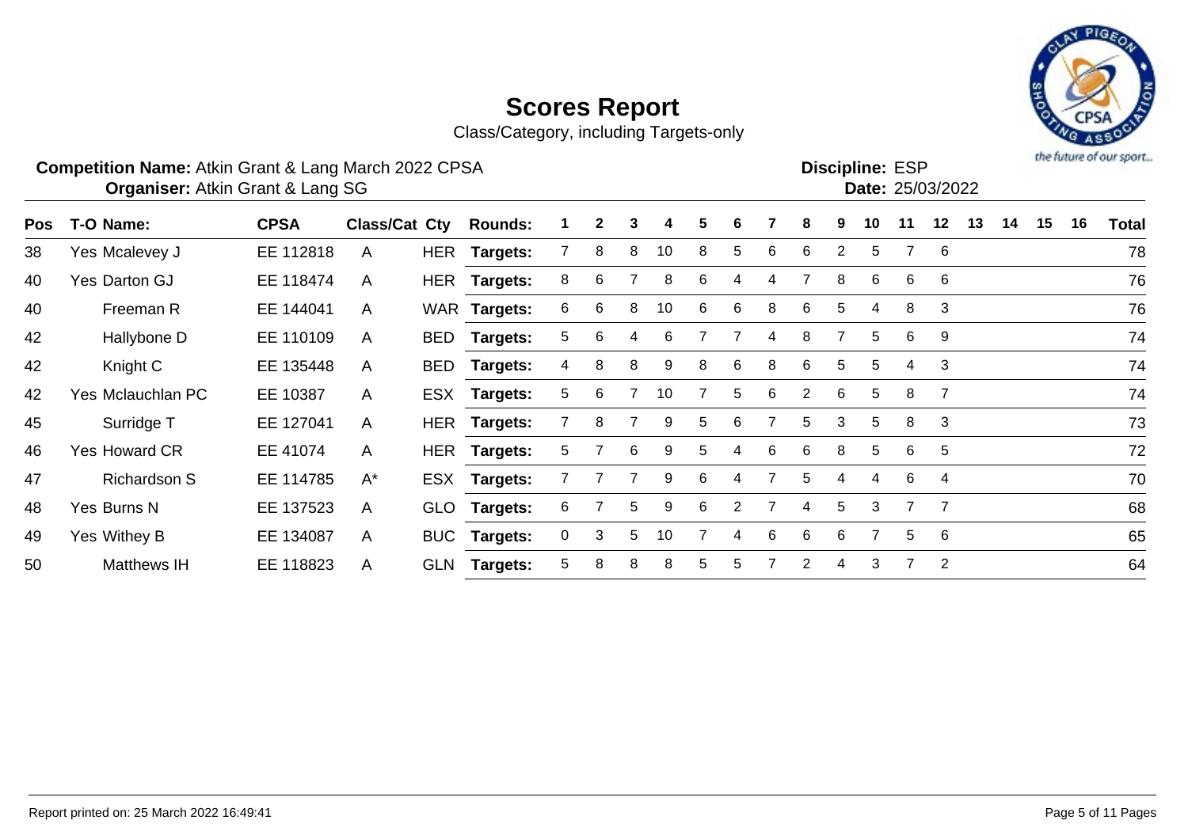# Scores Report

Class/Category, including Targets-only

**Competition Name:** Atkin Grant & Lang March 2022 CPSA
**Organiser:** Atkin Grant & Lang SG

**Discipline:** ESP
**Date:** 25/03/2022

| Pos | T-O | Name: | CPSA | Class/Cat | Cty | Rounds: | 1 | 2 | 3 | 4 | 5 | 6 | 7 | 8 | 9 | 10 | 11 | 12 | 13 | 14 | 15 | 16 | Total |
|---|---|---|---|---|---|---|---|---|---|---|---|---|---|---|---|---|---|---|---|---|---|---|---|
| 38 | Yes | Mcalevey J | EE 112818 | A | HER | Targets: | 7 | 8 | 8 | 10 | 8 | 5 | 6 | 6 | 2 | 5 | 7 | 6 | | | | | 78 |
| 40 | Yes | Darton GJ | EE 118474 | A | HER | Targets: | 8 | 6 | 7 | 8 | 6 | 4 | 4 | 7 | 8 | 6 | 6 | 6 | | | | | 76 |
| 40 | | Freeman R | EE 144041 | A | WAR | Targets: | 6 | 6 | 8 | 10 | 6 | 6 | 8 | 6 | 5 | 4 | 8 | 3 | | | | | 76 |
| 42 | | Hallybone D | EE 110109 | A | BED | Targets: | 5 | 6 | 4 | 6 | 7 | 7 | 4 | 8 | 7 | 5 | 6 | 9 | | | | | 74 |
| 42 | | Knight C | EE 135448 | A | BED | Targets: | 4 | 8 | 8 | 9 | 8 | 6 | 8 | 6 | 5 | 5 | 4 | 3 | | | | | 74 |
| 42 | Yes | Mclauchlan PC | EE 10387 | A | ESX | Targets: | 5 | 6 | 7 | 10 | 7 | 5 | 6 | 2 | 6 | 5 | 8 | 7 | | | | | 74 |
| 45 | | Surridge T | EE 127041 | A | HER | Targets: | 7 | 8 | 7 | 9 | 5 | 6 | 7 | 5 | 3 | 5 | 8 | 3 | | | | | 73 |
| 46 | Yes | Howard CR | EE 41074 | A | HER | Targets: | 5 | 7 | 6 | 9 | 5 | 4 | 6 | 6 | 8 | 5 | 6 | 5 | | | | | 72 |
| 47 | | Richardson S | EE 114785 | A* | ESX | Targets: | 7 | 7 | 7 | 9 | 6 | 4 | 7 | 5 | 4 | 4 | 6 | 4 | | | | | 70 |
| 48 | Yes | Burns N | EE 137523 | A | GLO | Targets: | 6 | 7 | 5 | 9 | 6 | 2 | 7 | 4 | 5 | 3 | 7 | 7 | | | | | 68 |
| 49 | Yes | Withey B | EE 134087 | A | BUC | Targets: | 0 | 3 | 5 | 10 | 7 | 4 | 6 | 6 | 6 | 7 | 5 | 6 | | | | | 65 |
| 50 | | Matthews IH | EE 118823 | A | GLN | Targets: | 5 | 8 | 8 | 8 | 5 | 5 | 7 | 2 | 4 | 3 | 7 | 2 | | | | | 64 |

Report printed on: 25 March 2022 16:49:41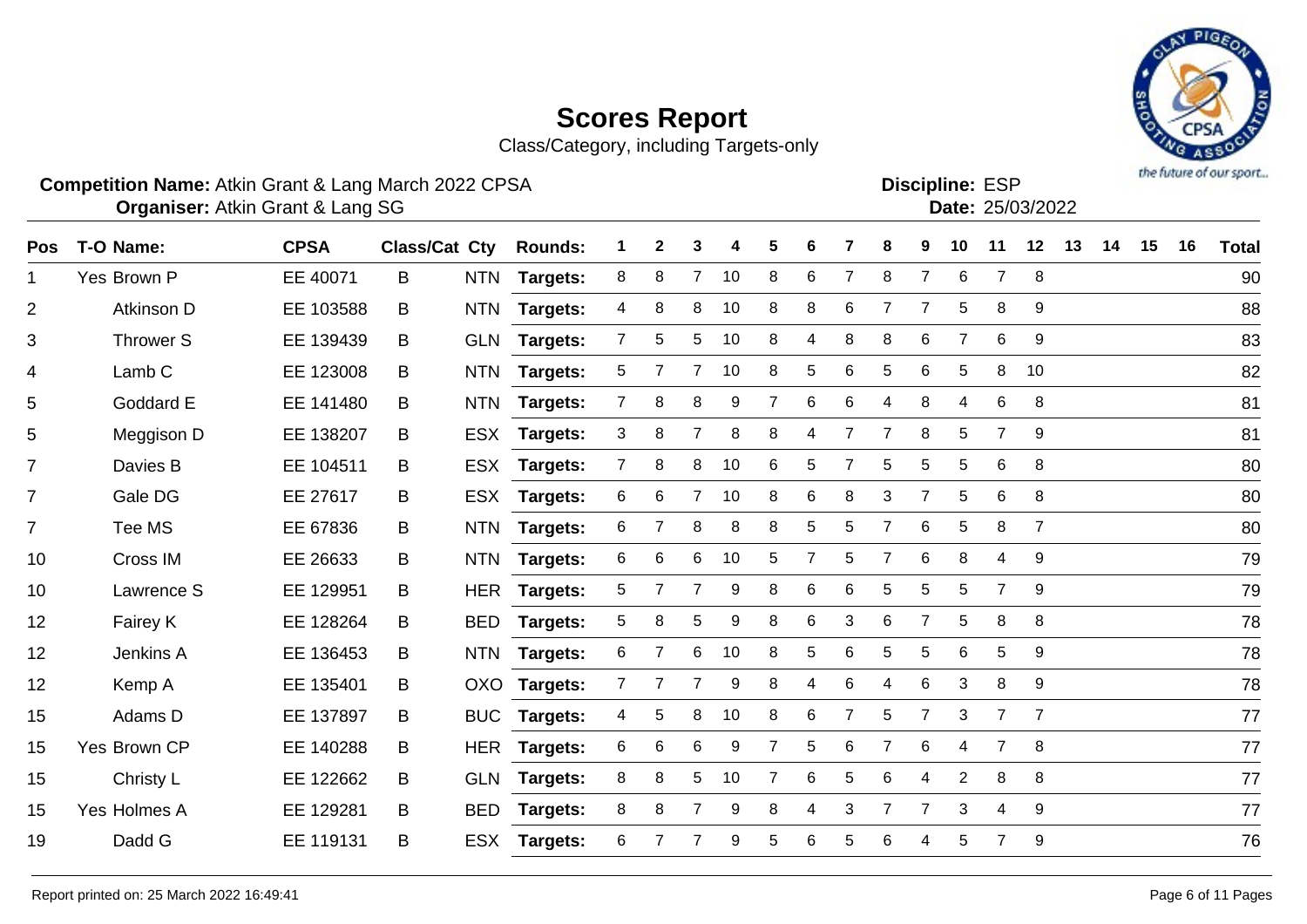# Scores Report

Class/Category, including Targets-only

**Competition Name:** Atkin Grant & Lang March 2022 CPSA
**Organiser:** Atkin Grant & Lang SG

**Discipline:** ESP
**Date:** 25/03/2022

| Pos | T-O | Name: | CPSA | Class/Cat | Cty | Rounds: | 1 | 2 | 3 | 4 | 5 | 6 | 7 | 8 | 9 | 10 | 11 | 12 | 13 | 14 | 15 | 16 | Total |
|---|---|---|---|---|---|---|---|---|---|---|---|---|---|---|---|---|---|---|---|---|---|---|---|
| 1 | Yes | Brown P | EE 40071 | B | NTN | Targets: | 8 | 8 | 7 | 10 | 8 | 6 | 7 | 8 | 7 | 6 | 7 | 8 | | | | | 90 |
| 2 | | Atkinson D | EE 103588 | B | NTN | Targets: | 4 | 8 | 8 | 10 | 8 | 8 | 6 | 7 | 7 | 5 | 8 | 9 | | | | | 88 |
| 3 | | Thrower S | EE 139439 | B | GLN | Targets: | 7 | 5 | 5 | 10 | 8 | 4 | 8 | 8 | 6 | 7 | 6 | 9 | | | | | 83 |
| 4 | | Lamb C | EE 123008 | B | NTN | Targets: | 5 | 7 | 7 | 10 | 8 | 5 | 6 | 5 | 6 | 5 | 8 | 10 | | | | | 82 |
| 5 | | Goddard E | EE 141480 | B | NTN | Targets: | 7 | 8 | 8 | 9 | 7 | 6 | 6 | 4 | 8 | 4 | 6 | 8 | | | | | 81 |
| 5 | | Meggison D | EE 138207 | B | ESX | Targets: | 3 | 8 | 7 | 8 | 8 | 4 | 7 | 7 | 8 | 5 | 7 | 9 | | | | | 81 |
| 7 | | Davies B | EE 104511 | B | ESX | Targets: | 7 | 8 | 8 | 10 | 6 | 5 | 7 | 5 | 5 | 5 | 6 | 8 | | | | | 80 |
| 7 | | Gale DG | EE 27617 | B | ESX | Targets: | 6 | 6 | 7 | 10 | 8 | 6 | 8 | 3 | 7 | 5 | 6 | 8 | | | | | 80 |
| 7 | | Tee MS | EE 67836 | B | NTN | Targets: | 6 | 7 | 8 | 8 | 8 | 5 | 5 | 7 | 6 | 5 | 8 | 7 | | | | | 80 |
| 10 | | Cross IM | EE 26633 | B | NTN | Targets: | 6 | 6 | 6 | 10 | 5 | 7 | 5 | 7 | 6 | 8 | 4 | 9 | | | | | 79 |
| 10 | | Lawrence S | EE 129951 | B | HER | Targets: | 5 | 7 | 7 | 9 | 8 | 6 | 6 | 5 | 5 | 5 | 7 | 9 | | | | | 79 |
| 12 | | Fairey K | EE 128264 | B | BED | Targets: | 5 | 8 | 5 | 9 | 8 | 6 | 3 | 6 | 7 | 5 | 8 | 8 | | | | | 78 |
| 12 | | Jenkins A | EE 136453 | B | NTN | Targets: | 6 | 7 | 6 | 10 | 8 | 5 | 6 | 5 | 5 | 6 | 5 | 9 | | | | | 78 |
| 12 | | Kemp A | EE 135401 | B | OXO | Targets: | 7 | 7 | 7 | 9 | 8 | 4 | 6 | 4 | 6 | 3 | 8 | 9 | | | | | 78 |
| 15 | | Adams D | EE 137897 | B | BUC | Targets: | 4 | 5 | 8 | 10 | 8 | 6 | 7 | 5 | 7 | 3 | 7 | 7 | | | | | 77 |
| 15 | Yes | Brown CP | EE 140288 | B | HER | Targets: | 6 | 6 | 6 | 9 | 7 | 5 | 6 | 7 | 6 | 4 | 7 | 8 | | | | | 77 |
| 15 | | Christy L | EE 122662 | B | GLN | Targets: | 8 | 8 | 5 | 10 | 7 | 6 | 5 | 6 | 4 | 2 | 8 | 8 | | | | | 77 |
| 15 | Yes | Holmes A | EE 129281 | B | BED | Targets: | 8 | 8 | 7 | 9 | 8 | 4 | 3 | 7 | 7 | 3 | 4 | 9 | | | | | 77 |
| 19 | | Dadd G | EE 119131 | B | ESX | Targets: | 6 | 7 | 7 | 9 | 5 | 6 | 5 | 6 | 4 | 5 | 7 | 9 | | | | | 76 |

Report printed on: 25 March 2022 16:49:41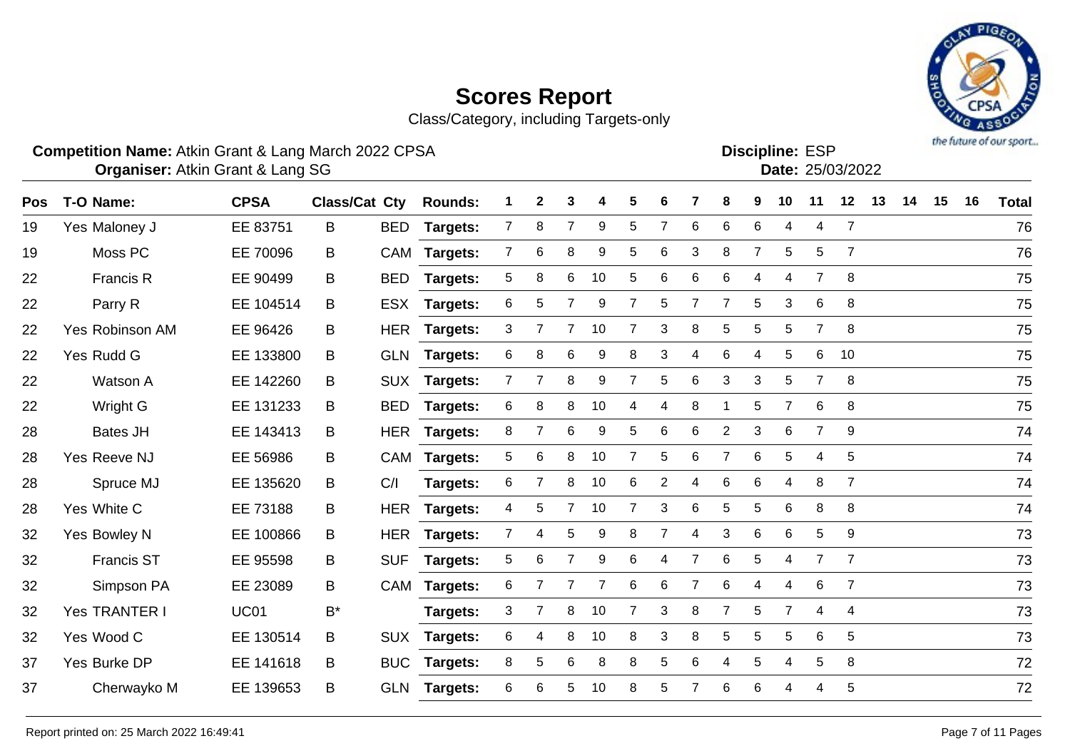# Scores Report

Class/Category, including Targets-only

**Competition Name:** Atkin Grant & Lang March 2022 CPSA
**Organiser:** Atkin Grant & Lang SG

**Discipline:** ESP
**Date:** 25/03/2022

| Pos | T-O | Name: | CPSA | Class/Cat | Cty | Rounds: | 1 | 2 | 3 | 4 | 5 | 6 | 7 | 8 | 9 | 10 | 11 | 12 | 13 | 14 | 15 | 16 | Total |
|---|---|---|---|---|---|---|---|---|---|---|---|---|---|---|---|---|---|---|---|---|---|---|---|
| 19 | Yes | Maloney J | EE 83751 | B | BED | Targets: | 7 | 8 | 7 | 9 | 5 | 7 | 6 | 6 | 6 | 4 | 4 | 7 | | | | | 76 |
| 19 | | Moss PC | EE 70096 | B | CAM | Targets: | 7 | 6 | 8 | 9 | 5 | 6 | 3 | 8 | 7 | 5 | 5 | 7 | | | | | 76 |
| 22 | | Francis R | EE 90499 | B | BED | Targets: | 5 | 8 | 6 | 10 | 5 | 6 | 6 | 6 | 4 | 4 | 7 | 8 | | | | | 75 |
| 22 | | Parry R | EE 104514 | B | ESX | Targets: | 6 | 5 | 7 | 9 | 7 | 5 | 7 | 7 | 5 | 3 | 6 | 8 | | | | | 75 |
| 22 | Yes | Robinson AM | EE 96426 | B | HER | Targets: | 3 | 7 | 7 | 10 | 7 | 3 | 8 | 5 | 5 | 5 | 7 | 8 | | | | | 75 |
| 22 | Yes | Rudd G | EE 133800 | B | GLN | Targets: | 6 | 8 | 6 | 9 | 8 | 3 | 4 | 6 | 4 | 5 | 6 | 10 | | | | | 75 |
| 22 | | Watson A | EE 142260 | B | SUX | Targets: | 7 | 7 | 8 | 9 | 7 | 5 | 6 | 3 | 3 | 5 | 7 | 8 | | | | | 75 |
| 22 | | Wright G | EE 131233 | B | BED | Targets: | 6 | 8 | 8 | 10 | 4 | 4 | 8 | 1 | 5 | 7 | 6 | 8 | | | | | 75 |
| 28 | | Bates JH | EE 143413 | B | HER | Targets: | 8 | 7 | 6 | 9 | 5 | 6 | 6 | 2 | 3 | 6 | 7 | 9 | | | | | 74 |
| 28 | Yes | Reeve NJ | EE 56986 | B | CAM | Targets: | 5 | 6 | 8 | 10 | 7 | 5 | 6 | 7 | 6 | 5 | 4 | 5 | | | | | 74 |
| 28 | | Spruce MJ | EE 135620 | B | C/I | Targets: | 6 | 7 | 8 | 10 | 6 | 2 | 4 | 6 | 6 | 4 | 8 | 7 | | | | | 74 |
| 28 | Yes | White C | EE 73188 | B | HER | Targets: | 4 | 5 | 7 | 10 | 7 | 3 | 6 | 5 | 5 | 6 | 8 | 8 | | | | | 74 |
| 32 | Yes | Bowley N | EE 100866 | B | HER | Targets: | 7 | 4 | 5 | 9 | 8 | 7 | 4 | 3 | 6 | 6 | 5 | 9 | | | | | 73 |
| 32 | | Francis ST | EE 95598 | B | SUF | Targets: | 5 | 6 | 7 | 9 | 6 | 4 | 7 | 6 | 5 | 4 | 7 | 7 | | | | | 73 |
| 32 | | Simpson PA | EE 23089 | B | CAM | Targets: | 6 | 7 | 7 | 7 | 6 | 6 | 7 | 6 | 4 | 4 | 6 | 7 | | | | | 73 |
| 32 | Yes | TRANTER I | UC01 | B* | | Targets: | 3 | 7 | 8 | 10 | 7 | 3 | 8 | 7 | 5 | 7 | 4 | 4 | | | | | 73 |
| 32 | Yes | Wood C | EE 130514 | B | SUX | Targets: | 6 | 4 | 8 | 10 | 8 | 3 | 8 | 5 | 5 | 5 | 6 | 5 | | | | | 73 |
| 37 | Yes | Burke DP | EE 141618 | B | BUC | Targets: | 8 | 5 | 6 | 8 | 8 | 5 | 6 | 4 | 5 | 4 | 5 | 8 | | | | | 72 |
| 37 | | Cherwayko M | EE 139653 | B | GLN | Targets: | 6 | 6 | 5 | 10 | 8 | 5 | 7 | 6 | 6 | 4 | 4 | 5 | | | | | 72 |

Report printed on: 25 March 2022 16:49:41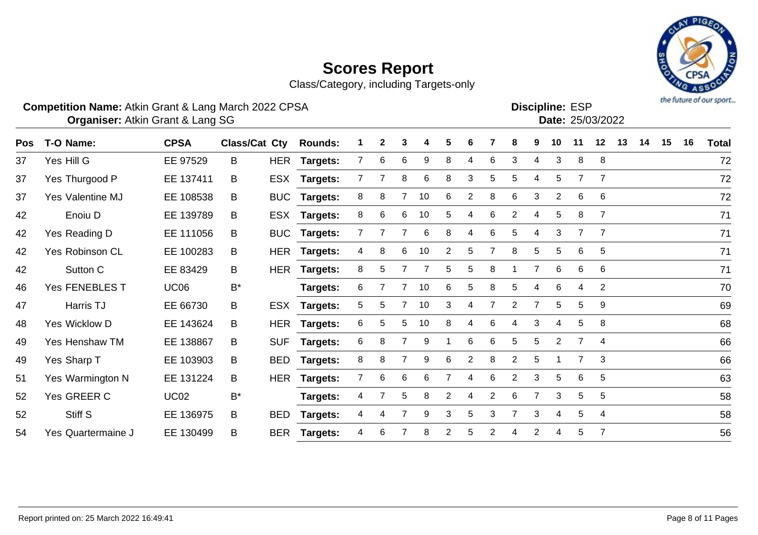# Scores Report

Class/Category, including Targets-only

**Competition Name:** Atkin Grant & Lang March 2022 CPSA
**Organiser:** Atkin Grant & Lang SG

**Discipline:** ESP
**Date:** 25/03/2022

| Pos | T-O | Name: | CPSA | Class/Cat | Cty | Rounds: | 1 | 2 | 3 | 4 | 5 | 6 | 7 | 8 | 9 | 10 | 11 | 12 | 13 | 14 | 15 | 16 | Total |
|---|---|---|---|---|---|---|---|---|---|---|---|---|---|---|---|---|---|---|---|---|---|---|---|
| 37 | Yes | Hill G | EE 97529 | B | HER | Targets: | 7 | 6 | 6 | 9 | 8 | 4 | 6 | 3 | 4 | 3 | 8 | 8 | | | | | 72 |
| 37 | Yes | Thurgood P | EE 137411 | B | ESX | Targets: | 7 | 7 | 8 | 6 | 8 | 3 | 5 | 5 | 4 | 5 | 7 | 7 | | | | | 72 |
| 37 | Yes | Valentine MJ | EE 108538 | B | BUC | Targets: | 8 | 8 | 7 | 10 | 6 | 2 | 8 | 6 | 3 | 2 | 6 | 6 | | | | | 72 |
| 42 | | Enoiu D | EE 139789 | B | ESX | Targets: | 8 | 6 | 6 | 10 | 5 | 4 | 6 | 2 | 4 | 5 | 8 | 7 | | | | | 71 |
| 42 | Yes | Reading D | EE 111056 | B | BUC | Targets: | 7 | 7 | 7 | 6 | 8 | 4 | 6 | 5 | 4 | 3 | 7 | 7 | | | | | 71 |
| 42 | Yes | Robinson CL | EE 100283 | B | HER | Targets: | 4 | 8 | 6 | 10 | 2 | 5 | 7 | 8 | 5 | 5 | 6 | 5 | | | | | 71 |
| 42 | | Sutton C | EE 83429 | B | HER | Targets: | 8 | 5 | 7 | 7 | 5 | 5 | 8 | 1 | 7 | 6 | 6 | 6 | | | | | 71 |
| 46 | Yes | FENEBLES T | UC06 | B* | | Targets: | 6 | 7 | 7 | 10 | 6 | 5 | 8 | 5 | 4 | 6 | 4 | 2 | | | | | 70 |
| 47 | | Harris TJ | EE 66730 | B | ESX | Targets: | 5 | 5 | 7 | 10 | 3 | 4 | 7 | 2 | 7 | 5 | 5 | 9 | | | | | 69 |
| 48 | Yes | Wicklow D | EE 143624 | B | HER | Targets: | 6 | 5 | 5 | 10 | 8 | 4 | 6 | 4 | 3 | 4 | 5 | 8 | | | | | 68 |
| 49 | Yes | Henshaw TM | EE 138867 | B | SUF | Targets: | 6 | 8 | 7 | 9 | 1 | 6 | 6 | 5 | 5 | 2 | 7 | 4 | | | | | 66 |
| 49 | Yes | Sharp T | EE 103903 | B | BED | Targets: | 8 | 8 | 7 | 9 | 6 | 2 | 8 | 2 | 5 | 1 | 7 | 3 | | | | | 66 |
| 51 | Yes | Warmington N | EE 131224 | B | HER | Targets: | 7 | 6 | 6 | 6 | 7 | 4 | 6 | 2 | 3 | 5 | 6 | 5 | | | | | 63 |
| 52 | Yes | GREER C | UC02 | B* | | Targets: | 4 | 7 | 5 | 8 | 2 | 4 | 2 | 6 | 7 | 3 | 5 | 5 | | | | | 58 |
| 52 | | Stiff S | EE 136975 | B | BED | Targets: | 4 | 4 | 7 | 9 | 3 | 5 | 3 | 7 | 3 | 4 | 5 | 4 | | | | | 58 |
| 54 | Yes | Quartermaine J | EE 130499 | B | BER | Targets: | 4 | 6 | 7 | 8 | 2 | 5 | 2 | 4 | 2 | 4 | 5 | 7 | | | | | 56 |

Report printed on: 25 March 2022 16:49:41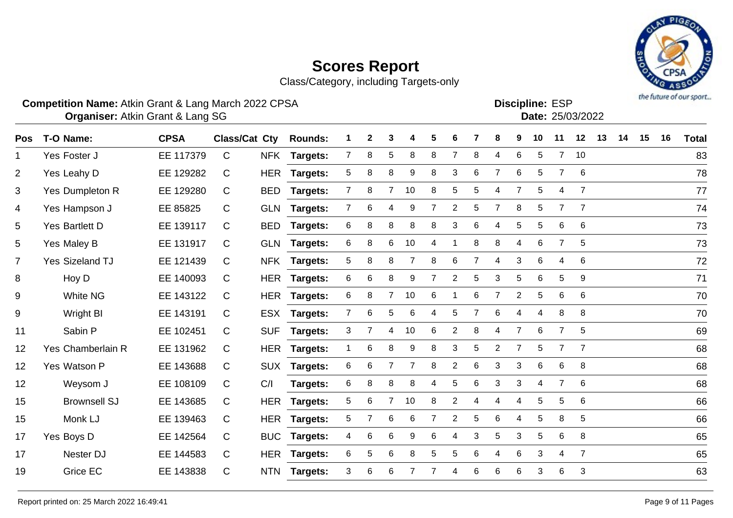# Scores Report

Class/Category, including Targets-only

**Competition Name:** Atkin Grant & Lang March 2022 CPSA
**Organiser:** Atkin Grant & Lang SG

**Discipline:** ESP
**Date:** 25/03/2022

| Pos | T-O | Name: | CPSA | Class/Cat | Cty | Rounds: | 1 | 2 | 3 | 4 | 5 | 6 | 7 | 8 | 9 | 10 | 11 | 12 | 13 | 14 | 15 | 16 | Total |
|---|---|---|---|---|---|---|---|---|---|---|---|---|---|---|---|---|---|---|---|---|---|---|---|
| 1 | Yes | Foster J | EE 117379 | C | NFK | Targets: | 7 | 8 | 5 | 8 | 8 | 7 | 8 | 4 | 6 | 5 | 7 | 10 | | | | | 83 |
| 2 | Yes | Leahy D | EE 129282 | C | HER | Targets: | 5 | 8 | 8 | 9 | 8 | 3 | 6 | 7 | 6 | 5 | 7 | 6 | | | | | 78 |
| 3 | Yes | Dumpleton R | EE 129280 | C | BED | Targets: | 7 | 8 | 7 | 10 | 8 | 5 | 5 | 4 | 7 | 5 | 4 | 7 | | | | | 77 |
| 4 | Yes | Hampson J | EE 85825 | C | GLN | Targets: | 7 | 6 | 4 | 9 | 7 | 2 | 5 | 7 | 8 | 5 | 7 | 7 | | | | | 74 |
| 5 | Yes | Bartlett D | EE 139117 | C | BED | Targets: | 6 | 8 | 8 | 8 | 8 | 3 | 6 | 4 | 5 | 5 | 6 | 6 | | | | | 73 |
| 5 | Yes | Maley B | EE 131917 | C | GLN | Targets: | 6 | 8 | 6 | 10 | 4 | 1 | 8 | 8 | 4 | 6 | 7 | 5 | | | | | 73 |
| 7 | Yes | Sizeland TJ | EE 121439 | C | NFK | Targets: | 5 | 8 | 8 | 7 | 8 | 6 | 7 | 4 | 3 | 6 | 4 | 6 | | | | | 72 |
| 8 | | Hoy D | EE 140093 | C | HER | Targets: | 6 | 6 | 8 | 9 | 7 | 2 | 5 | 3 | 5 | 6 | 5 | 9 | | | | | 71 |
| 9 | | White NG | EE 143122 | C | HER | Targets: | 6 | 8 | 7 | 10 | 6 | 1 | 6 | 7 | 2 | 5 | 6 | 6 | | | | | 70 |
| 9 | | Wright BI | EE 143191 | C | ESX | Targets: | 7 | 6 | 5 | 6 | 4 | 5 | 7 | 6 | 4 | 4 | 8 | 8 | | | | | 70 |
| 11 | | Sabin P | EE 102451 | C | SUF | Targets: | 3 | 7 | 4 | 10 | 6 | 2 | 8 | 4 | 7 | 6 | 7 | 5 | | | | | 69 |
| 12 | Yes | Chamberlain R | EE 131962 | C | HER | Targets: | 1 | 6 | 8 | 9 | 8 | 3 | 5 | 2 | 7 | 5 | 7 | 7 | | | | | 68 |
| 12 | Yes | Watson P | EE 143688 | C | SUX | Targets: | 6 | 6 | 7 | 7 | 8 | 2 | 6 | 3 | 3 | 6 | 6 | 8 | | | | | 68 |
| 12 | | Weysom J | EE 108109 | C | C/I | Targets: | 6 | 8 | 8 | 8 | 4 | 5 | 6 | 3 | 3 | 4 | 7 | 6 | | | | | 68 |
| 15 | | Brownsell SJ | EE 143685 | C | HER | Targets: | 5 | 6 | 7 | 10 | 8 | 2 | 4 | 4 | 4 | 5 | 5 | 6 | | | | | 66 |
| 15 | | Monk LJ | EE 139463 | C | HER | Targets: | 5 | 7 | 6 | 6 | 7 | 2 | 5 | 6 | 4 | 5 | 8 | 5 | | | | | 66 |
| 17 | Yes | Boys D | EE 142564 | C | BUC | Targets: | 4 | 6 | 6 | 9 | 6 | 4 | 3 | 5 | 3 | 5 | 6 | 8 | | | | | 65 |
| 17 | | Nester DJ | EE 144583 | C | HER | Targets: | 6 | 5 | 6 | 8 | 5 | 5 | 6 | 4 | 6 | 3 | 4 | 7 | | | | | 65 |
| 19 | | Grice EC | EE 143838 | C | NTN | Targets: | 3 | 6 | 6 | 7 | 7 | 4 | 6 | 6 | 6 | 3 | 6 | 3 | | | | | 63 |

Report printed on: 25 March 2022 16:49:41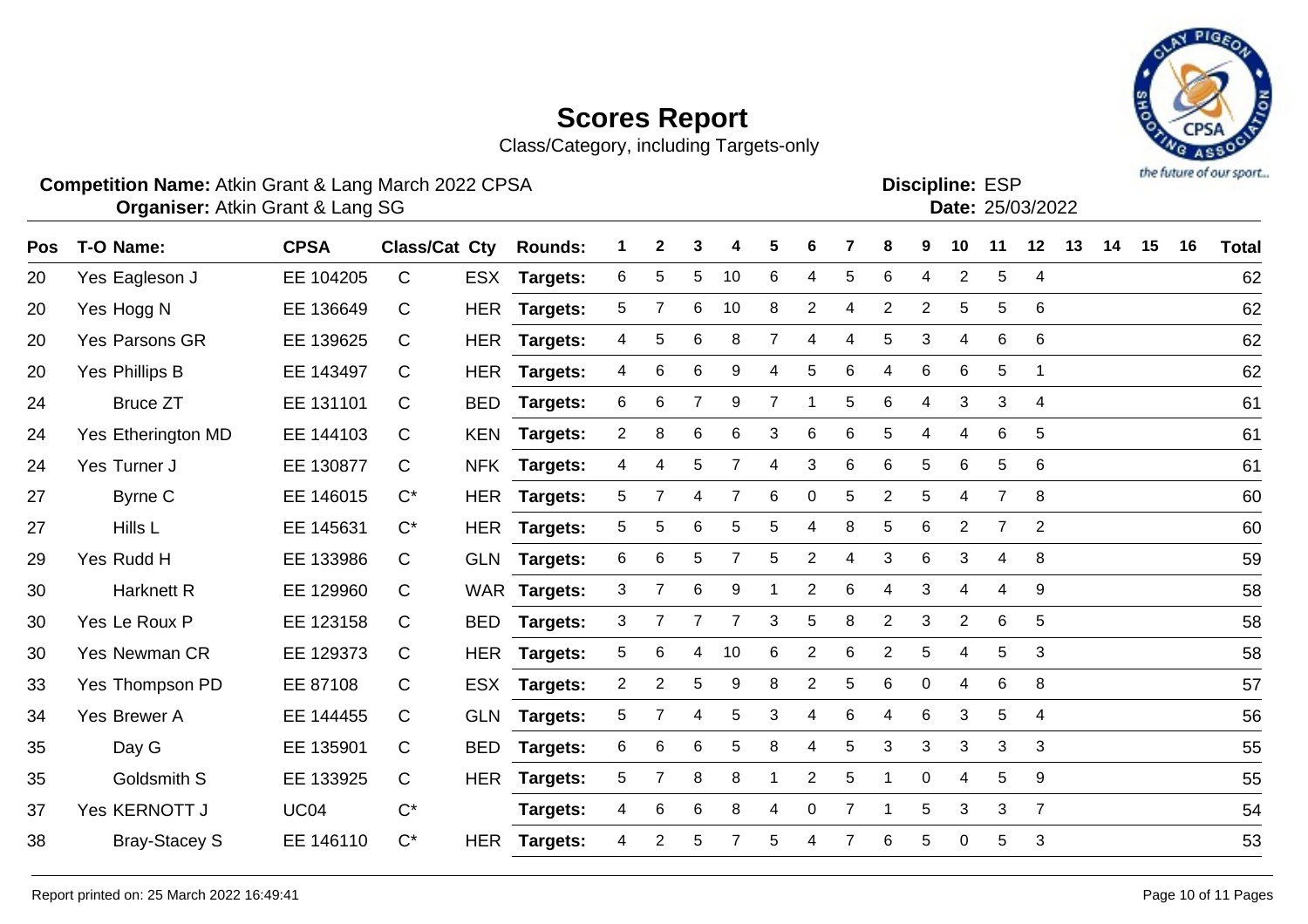# Scores Report

Class/Category, including Targets-only

**Competition Name:** Atkin Grant & Lang March 2022 CPSA
**Organiser:** Atkin Grant & Lang SG

**Discipline:** ESP
**Date:** 25/03/2022

| Pos | T-O | Name: | CPSA | Class/Cat | Cty | Rounds: | 1 | 2 | 3 | 4 | 5 | 6 | 7 | 8 | 9 | 10 | 11 | 12 | 13 | 14 | 15 | 16 | Total |
|---|---|---|---|---|---|---|---|---|---|---|---|---|---|---|---|---|---|---|---|---|---|---|---|
| 20 | Yes | Eagleson J | EE 104205 | C | ESX | Targets: | 6 | 5 | 5 | 10 | 6 | 4 | 5 | 6 | 4 | 2 | 5 | 4 | | | | | 62 |
| 20 | Yes | Hogg N | EE 136649 | C | HER | Targets: | 5 | 7 | 6 | 10 | 8 | 2 | 4 | 2 | 2 | 5 | 5 | 6 | | | | | 62 |
| 20 | Yes | Parsons GR | EE 139625 | C | HER | Targets: | 4 | 5 | 6 | 8 | 7 | 4 | 4 | 5 | 3 | 4 | 6 | 6 | | | | | 62 |
| 20 | Yes | Phillips B | EE 143497 | C | HER | Targets: | 4 | 6 | 6 | 9 | 4 | 5 | 6 | 4 | 6 | 6 | 5 | 1 | | | | | 62 |
| 24 | | Bruce ZT | EE 131101 | C | BED | Targets: | 6 | 6 | 7 | 9 | 7 | 1 | 5 | 6 | 4 | 3 | 3 | 4 | | | | | 61 |
| 24 | Yes | Etherington MD | EE 144103 | C | KEN | Targets: | 2 | 8 | 6 | 6 | 3 | 6 | 6 | 5 | 4 | 4 | 6 | 5 | | | | | 61 |
| 24 | Yes | Turner J | EE 130877 | C | NFK | Targets: | 4 | 4 | 5 | 7 | 4 | 3 | 6 | 6 | 5 | 6 | 5 | 6 | | | | | 61 |
| 27 | | Byrne C | EE 146015 | C* | HER | Targets: | 5 | 7 | 4 | 7 | 6 | 0 | 5 | 2 | 5 | 4 | 7 | 8 | | | | | 60 |
| 27 | | Hills L | EE 145631 | C* | HER | Targets: | 5 | 5 | 6 | 5 | 5 | 4 | 8 | 5 | 6 | 2 | 7 | 2 | | | | | 60 |
| 29 | Yes | Rudd H | EE 133986 | C | GLN | Targets: | 6 | 6 | 5 | 7 | 5 | 2 | 4 | 3 | 6 | 3 | 4 | 8 | | | | | 59 |
| 30 | | Harknett R | EE 129960 | C | WAR | Targets: | 3 | 7 | 6 | 9 | 1 | 2 | 6 | 4 | 3 | 4 | 4 | 9 | | | | | 58 |
| 30 | Yes | Le Roux P | EE 123158 | C | BED | Targets: | 3 | 7 | 7 | 7 | 3 | 5 | 8 | 2 | 3 | 2 | 6 | 5 | | | | | 58 |
| 30 | Yes | Newman CR | EE 129373 | C | HER | Targets: | 5 | 6 | 4 | 10 | 6 | 2 | 6 | 2 | 5 | 4 | 5 | 3 | | | | | 58 |
| 33 | Yes | Thompson PD | EE 87108 | C | ESX | Targets: | 2 | 2 | 5 | 9 | 8 | 2 | 5 | 6 | 0 | 4 | 6 | 8 | | | | | 57 |
| 34 | Yes | Brewer A | EE 144455 | C | GLN | Targets: | 5 | 7 | 4 | 5 | 3 | 4 | 6 | 4 | 6 | 3 | 5 | 4 | | | | | 56 |
| 35 | | Day G | EE 135901 | C | BED | Targets: | 6 | 6 | 6 | 5 | 8 | 4 | 5 | 3 | 3 | 3 | 3 | 3 | | | | | 55 |
| 35 | | Goldsmith S | EE 133925 | C | HER | Targets: | 5 | 7 | 8 | 8 | 1 | 2 | 5 | 1 | 0 | 4 | 5 | 9 | | | | | 55 |
| 37 | Yes | KERNOTT J | UC04 | C* | | Targets: | 4 | 6 | 6 | 8 | 4 | 0 | 7 | 1 | 5 | 3 | 3 | 7 | | | | | 54 |
| 38 | | Bray-Stacey S | EE 146110 | C* | HER | Targets: | 4 | 2 | 5 | 7 | 5 | 4 | 7 | 6 | 5 | 0 | 5 | 3 | | | | | 53 |

Report printed on: 25 March 2022 16:49:41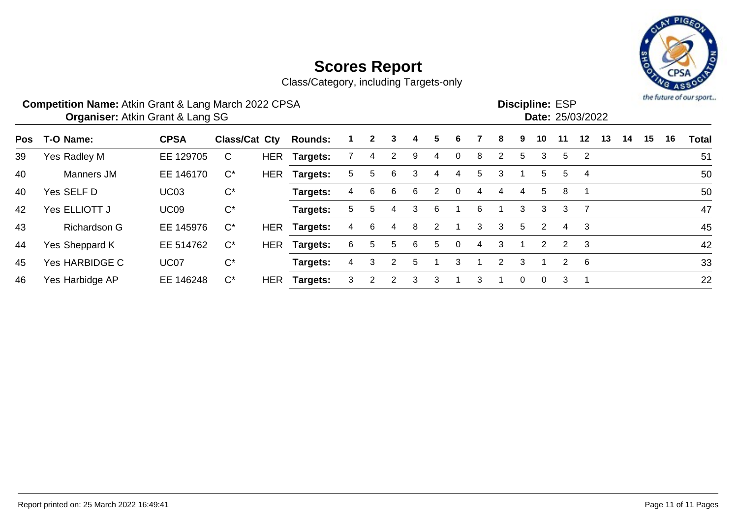# Scores Report

Class/Category, including Targets-only

**Competition Name:** Atkin Grant & Lang March 2022 CPSA
**Organiser:** Atkin Grant & Lang SG

**Discipline:** ESP
**Date:** 25/03/2022

| Pos | T-O | Name: | CPSA | Class/Cat | Cty | Rounds: | 1 | 2 | 3 | 4 | 5 | 6 | 7 | 8 | 9 | 10 | 11 | 12 | 13 | 14 | 15 | 16 | Total |
|---|---|---|---|---|---|---|---|---|---|---|---|---|---|---|---|---|---|---|---|---|---|---|---|
| 39 | Yes | Radley M | EE 129705 | C | HER | Targets: | 7 | 4 | 2 | 9 | 4 | 0 | 8 | 2 | 5 | 3 | 5 | 2 | | | | | 51 |
| 40 | | Manners JM | EE 146170 | C* | HER | Targets: | 5 | 5 | 6 | 3 | 4 | 4 | 5 | 3 | 1 | 5 | 5 | 4 | | | | | 50 |
| 40 | Yes | SELF D | UC03 | C* | | Targets: | 4 | 6 | 6 | 6 | 2 | 0 | 4 | 4 | 4 | 5 | 8 | 1 | | | | | 50 |
| 42 | Yes | ELLIOTT J | UC09 | C* | | Targets: | 5 | 5 | 4 | 3 | 6 | 1 | 6 | 1 | 3 | 3 | 3 | 7 | | | | | 47 |
| 43 | | Richardson G | EE 145976 | C* | HER | Targets: | 4 | 6 | 4 | 8 | 2 | 1 | 3 | 3 | 5 | 2 | 4 | 3 | | | | | 45 |
| 44 | Yes | Sheppard K | EE 514762 | C* | HER | Targets: | 6 | 5 | 5 | 6 | 5 | 0 | 4 | 3 | 1 | 2 | 2 | 3 | | | | | 42 |
| 45 | Yes | HARBIDGE C | UC07 | C* | | Targets: | 4 | 3 | 2 | 5 | 1 | 3 | 1 | 2 | 3 | 1 | 2 | 6 | | | | | 33 |
| 46 | Yes | Harbidge AP | EE 146248 | C* | HER | Targets: | 3 | 2 | 2 | 3 | 3 | 1 | 3 | 1 | 0 | 0 | 3 | 1 | | | | | 22 |

Report printed on: 25 March 2022 16:49:41